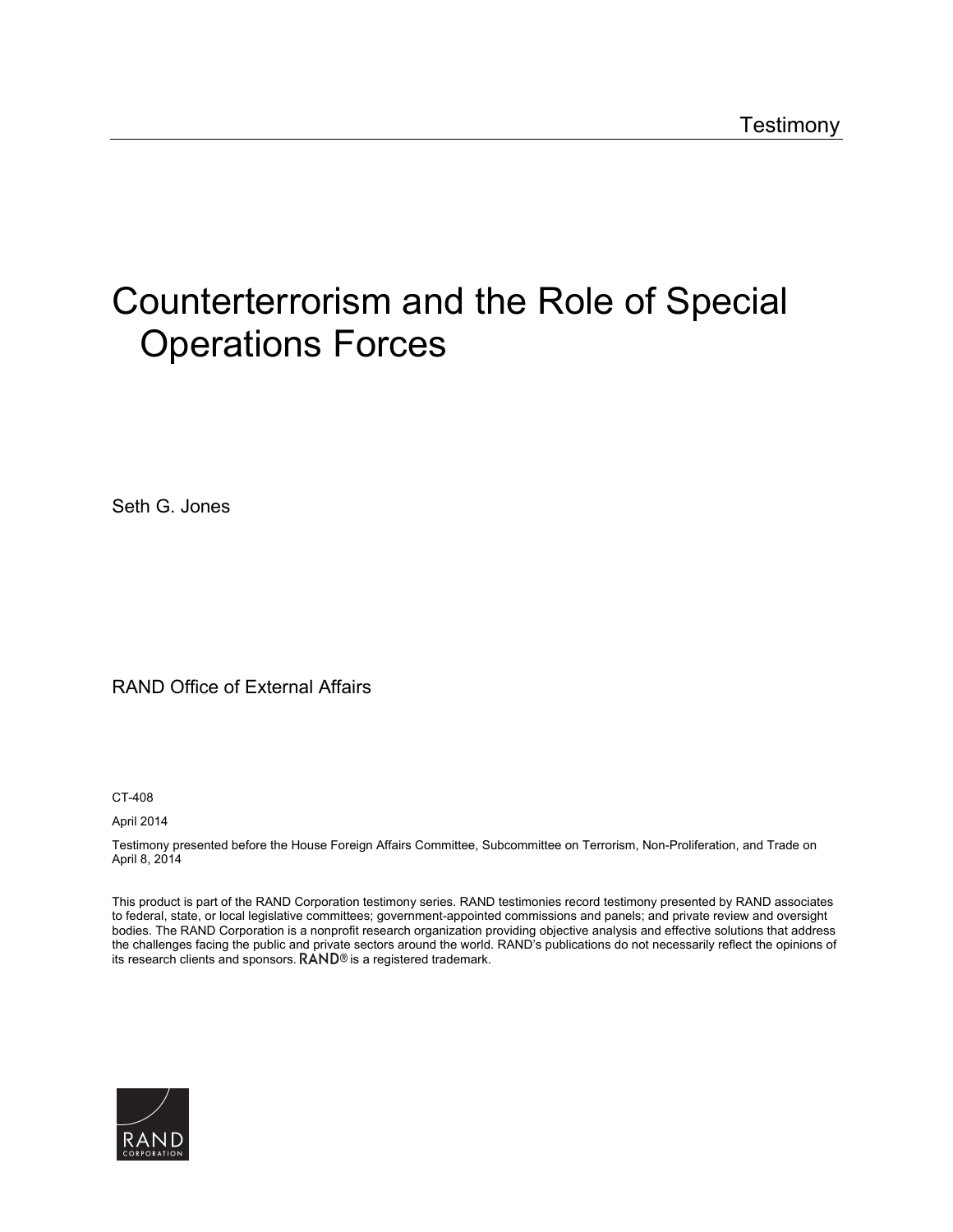Testimony

# Counterterrorism and the Role of Special Operations Forces

Seth G. Jones

RAND Office of External Affairs

CT-408

April 2014

Testimony presented before the House Foreign Affairs Committee, Subcommittee on Terrorism, Non-Proliferation, and Trade on April 8, 2014

This product is part of the RAND Corporation testimony series. RAND testimonies record testimony presented by RAND associates to federal, state, or local legislative committees; government-appointed commissions and panels; and private review and oversight bodies. The RAND Corporation is a nonprofit research organization providing objective analysis and effective solutions that address the challenges facing the public and private sectors around the world. RAND's publications do not necessarily reflect the opinions of its research clients and sponsors. RAND® is a registered trademark.

RAND CORPORATION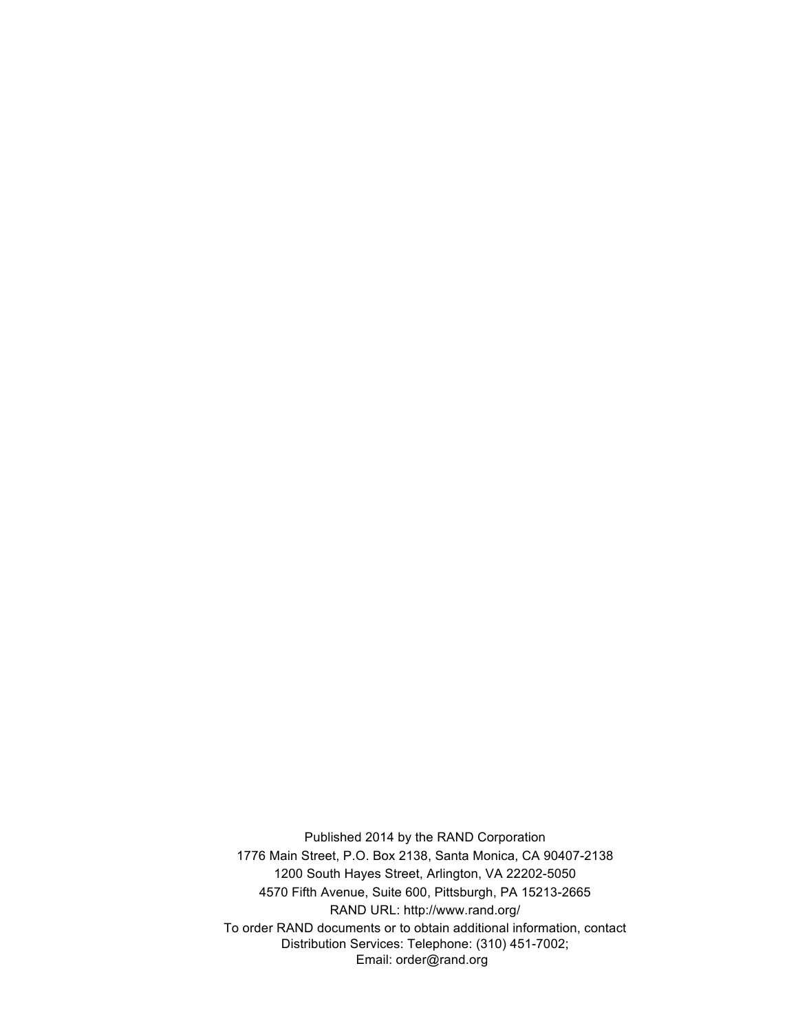Published 2014 by the RAND Corporation
1776 Main Street, P.O. Box 2138, Santa Monica, CA 90407-2138
1200 South Hayes Street, Arlington, VA 22202-5050
4570 Fifth Avenue, Suite 600, Pittsburgh, PA 15213-2665
RAND URL: http://www.rand.org/
To order RAND documents or to obtain additional information, contact
Distribution Services: Telephone: (310) 451-7002;
Email: order@rand.org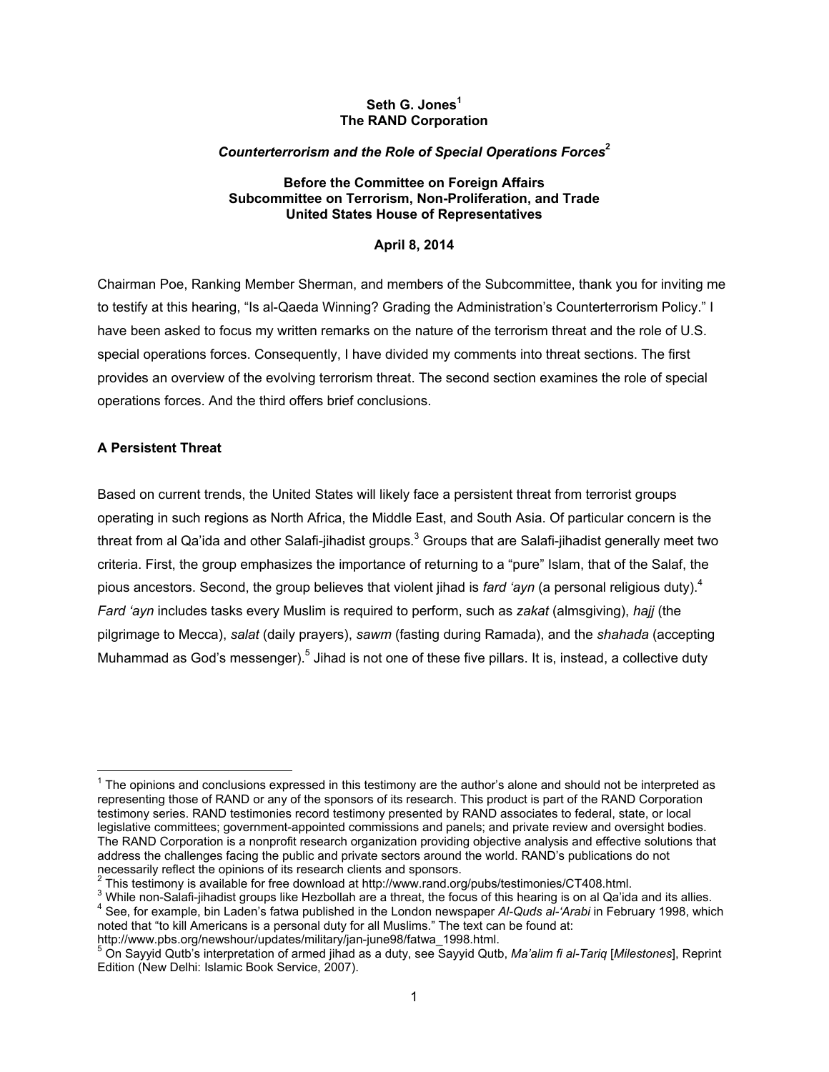**Seth G. Jones[1]**
**The RAND Corporation**

***Counterterrorism and the Role of Special Operations Forces[2]***

**Before the Committee on Foreign Affairs**
**Subcommittee on Terrorism, Non-Proliferation, and Trade**
**United States House of Representatives**

**April 8, 2014**

Chairman Poe, Ranking Member Sherman, and members of the Subcommittee, thank you for inviting me to testify at this hearing, "Is al-Qaeda Winning? Grading the Administration's Counterterrorism Policy." I have been asked to focus my written remarks on the nature of the terrorism threat and the role of U.S. special operations forces. Consequently, I have divided my comments into threat sections. The first provides an overview of the evolving terrorism threat. The second section examines the role of special operations forces. And the third offers brief conclusions.

## A Persistent Threat

Based on current trends, the United States will likely face a persistent threat from terrorist groups operating in such regions as North Africa, the Middle East, and South Asia. Of particular concern is the threat from al Qa'ida and other Salafi-jihadist groups.[3] Groups that are Salafi-jihadist generally meet two criteria. First, the group emphasizes the importance of returning to a "pure" Islam, that of the Salaf, the pious ancestors. Second, the group believes that violent jihad is *fard 'ayn* (a personal religious duty).[4] *Fard 'ayn* includes tasks every Muslim is required to perform, such as *zakat* (almsgiving), *hajj* (the pilgrimage to Mecca), *salat* (daily prayers), *sawm* (fasting during Ramada), and the *shahada* (accepting Muhammad as God's messenger).[5] Jihad is not one of these five pillars. It is, instead, a collective duty

---

[1] The opinions and conclusions expressed in this testimony are the author's alone and should not be interpreted as representing those of RAND or any of the sponsors of its research. This product is part of the RAND Corporation testimony series. RAND testimonies record testimony presented by RAND associates to federal, state, or local legislative committees; government-appointed commissions and panels; and private review and oversight bodies. The RAND Corporation is a nonprofit research organization providing objective analysis and effective solutions that address the challenges facing the public and private sectors around the world. RAND's publications do not necessarily reflect the opinions of its research clients and sponsors.

[2] This testimony is available for free download at http://www.rand.org/pubs/testimonies/CT408.html.

[3] While non-Salafi-jihadist groups like Hezbollah are a threat, the focus of this hearing is on al Qa'ida and its allies.

[4] See, for example, bin Laden's fatwa published in the London newspaper *Al-Quds al-'Arabi* in February 1998, which noted that "to kill Americans is a personal duty for all Muslims." The text can be found at: http://www.pbs.org/newshour/updates/military/jan-june98/fatwa_1998.html.

[5] On Sayyid Qutb's interpretation of armed jihad as a duty, see Sayyid Qutb, *Ma'alim fi al-Tariq* [*Milestones*], Reprint Edition (New Delhi: Islamic Book Service, 2007).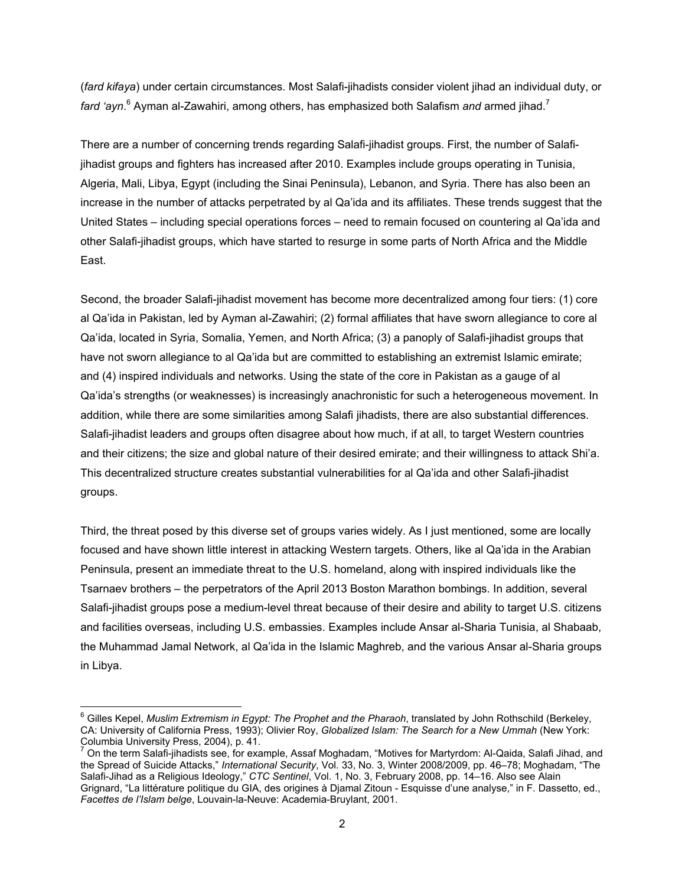(*fard kifaya*) under certain circumstances. Most Salafi-jihadists consider violent jihad an individual duty, or *fard 'ayn*.[6] Ayman al-Zawahiri, among others, has emphasized both Salafism *and* armed jihad.[7]

There are a number of concerning trends regarding Salafi-jihadist groups. First, the number of Salafi-jihadist groups and fighters has increased after 2010. Examples include groups operating in Tunisia, Algeria, Mali, Libya, Egypt (including the Sinai Peninsula), Lebanon, and Syria. There has also been an increase in the number of attacks perpetrated by al Qa'ida and its affiliates. These trends suggest that the United States – including special operations forces – need to remain focused on countering al Qa'ida and other Salafi-jihadist groups, which have started to resurge in some parts of North Africa and the Middle East.

Second, the broader Salafi-jihadist movement has become more decentralized among four tiers: (1) core al Qa'ida in Pakistan, led by Ayman al-Zawahiri; (2) formal affiliates that have sworn allegiance to core al Qa'ida, located in Syria, Somalia, Yemen, and North Africa; (3) a panoply of Salafi-jihadist groups that have not sworn allegiance to al Qa'ida but are committed to establishing an extremist Islamic emirate; and (4) inspired individuals and networks. Using the state of the core in Pakistan as a gauge of al Qa'ida's strengths (or weaknesses) is increasingly anachronistic for such a heterogeneous movement. In addition, while there are some similarities among Salafi jihadists, there are also substantial differences. Salafi-jihadist leaders and groups often disagree about how much, if at all, to target Western countries and their citizens; the size and global nature of their desired emirate; and their willingness to attack Shi'a. This decentralized structure creates substantial vulnerabilities for al Qa'ida and other Salafi-jihadist groups.

Third, the threat posed by this diverse set of groups varies widely. As I just mentioned, some are locally focused and have shown little interest in attacking Western targets. Others, like al Qa'ida in the Arabian Peninsula, present an immediate threat to the U.S. homeland, along with inspired individuals like the Tsarnaev brothers – the perpetrators of the April 2013 Boston Marathon bombings. In addition, several Salafi-jihadist groups pose a medium-level threat because of their desire and ability to target U.S. citizens and facilities overseas, including U.S. embassies. Examples include Ansar al-Sharia Tunisia, al Shabaab, the Muhammad Jamal Network, al Qa'ida in the Islamic Maghreb, and the various Ansar al-Sharia groups in Libya.

---

[6] Gilles Kepel, *Muslim Extremism in Egypt: The Prophet and the Pharaoh*, translated by John Rothschild (Berkeley, CA: University of California Press, 1993); Olivier Roy, *Globalized Islam: The Search for a New Ummah* (New York: Columbia University Press, 2004), p. 41.

[7] On the term Salafi-jihadists see, for example, Assaf Moghadam, "Motives for Martyrdom: Al-Qaida, Salafi Jihad, and the Spread of Suicide Attacks," *International Security*, Vol. 33, No. 3, Winter 2008/2009, pp. 46–78; Moghadam, "The Salafi-Jihad as a Religious Ideology," *CTC Sentinel*, Vol. 1, No. 3, February 2008, pp. 14–16. Also see Alain Grignard, "La littérature politique du GIA, des origines à Djamal Zitoun - Esquisse d'une analyse," in F. Dassetto, ed., *Facettes de l'Islam belge*, Louvain-la-Neuve: Academia-Bruylant, 2001.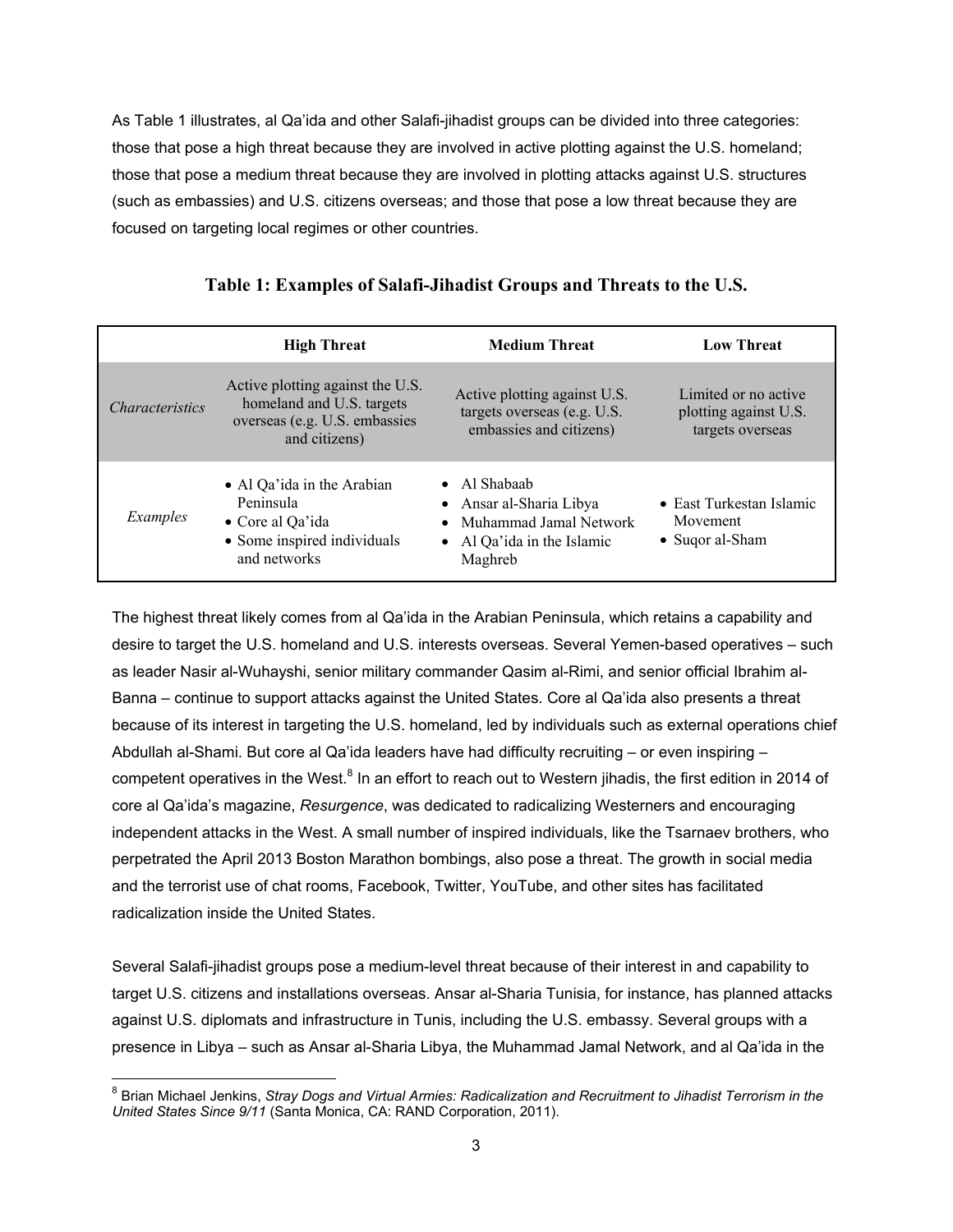As Table 1 illustrates, al Qa'ida and other Salafi-jihadist groups can be divided into three categories: those that pose a high threat because they are involved in active plotting against the U.S. homeland; those that pose a medium threat because they are involved in plotting attacks against U.S. structures (such as embassies) and U.S. citizens overseas; and those that pose a low threat because they are focused on targeting local regimes or other countries.

**Table 1: Examples of Salafi-Jihadist Groups and Threats to the U.S.**

| | **High Threat** | **Medium Threat** | **Low Threat** |
|---|---|---|---|
| *Characteristics* | Active plotting against the U.S. homeland and U.S. targets overseas (e.g. U.S. embassies and citizens) | Active plotting against U.S. targets overseas (e.g. U.S. embassies and citizens) | Limited or no active plotting against U.S. targets overseas |
| *Examples* | • Al Qa'ida in the Arabian Peninsula<br>• Core al Qa'ida<br>• Some inspired individuals and networks | • Al Shabaab<br>• Ansar al-Sharia Libya<br>• Muhammad Jamal Network<br>• Al Qa'ida in the Islamic Maghreb | • East Turkestan Islamic Movement<br>• Suqor al-Sham |

The highest threat likely comes from al Qa'ida in the Arabian Peninsula, which retains a capability and desire to target the U.S. homeland and U.S. interests overseas. Several Yemen-based operatives – such as leader Nasir al-Wuhayshi, senior military commander Qasim al-Rimi, and senior official Ibrahim al-Banna – continue to support attacks against the United States. Core al Qa'ida also presents a threat because of its interest in targeting the U.S. homeland, led by individuals such as external operations chief Abdullah al-Shami. But core al Qa'ida leaders have had difficulty recruiting – or even inspiring – competent operatives in the West.[8] In an effort to reach out to Western jihadis, the first edition in 2014 of core al Qa'ida's magazine, *Resurgence*, was dedicated to radicalizing Westerners and encouraging independent attacks in the West. A small number of inspired individuals, like the Tsarnaev brothers, who perpetrated the April 2013 Boston Marathon bombings, also pose a threat. The growth in social media and the terrorist use of chat rooms, Facebook, Twitter, YouTube, and other sites has facilitated radicalization inside the United States.

Several Salafi-jihadist groups pose a medium-level threat because of their interest in and capability to target U.S. citizens and installations overseas. Ansar al-Sharia Tunisia, for instance, has planned attacks against U.S. diplomats and infrastructure in Tunis, including the U.S. embassy. Several groups with a presence in Libya – such as Ansar al-Sharia Libya, the Muhammad Jamal Network, and al Qa'ida in the

[8] Brian Michael Jenkins, *Stray Dogs and Virtual Armies: Radicalization and Recruitment to Jihadist Terrorism in the United States Since 9/11* (Santa Monica, CA: RAND Corporation, 2011).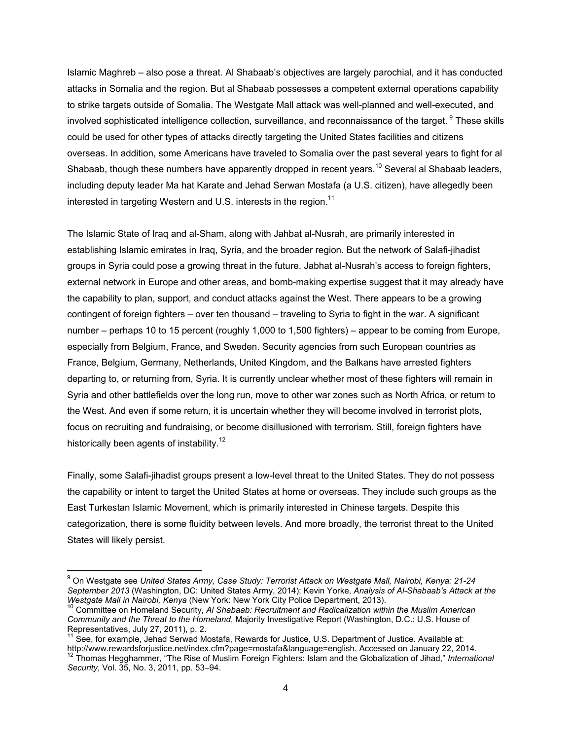Islamic Maghreb – also pose a threat. Al Shabaab's objectives are largely parochial, and it has conducted attacks in Somalia and the region. But al Shabaab possesses a competent external operations capability to strike targets outside of Somalia. The Westgate Mall attack was well-planned and well-executed, and involved sophisticated intelligence collection, surveillance, and reconnaissance of the target.[9] These skills could be used for other types of attacks directly targeting the United States facilities and citizens overseas. In addition, some Americans have traveled to Somalia over the past several years to fight for al Shabaab, though these numbers have apparently dropped in recent years.[10] Several al Shabaab leaders, including deputy leader Ma hat Karate and Jehad Serwan Mostafa (a U.S. citizen), have allegedly been interested in targeting Western and U.S. interests in the region.[11]

The Islamic State of Iraq and al-Sham, along with Jahbat al-Nusrah, are primarily interested in establishing Islamic emirates in Iraq, Syria, and the broader region. But the network of Salafi-jihadist groups in Syria could pose a growing threat in the future. Jabhat al-Nusrah's access to foreign fighters, external network in Europe and other areas, and bomb-making expertise suggest that it may already have the capability to plan, support, and conduct attacks against the West. There appears to be a growing contingent of foreign fighters – over ten thousand – traveling to Syria to fight in the war. A significant number – perhaps 10 to 15 percent (roughly 1,000 to 1,500 fighters) – appear to be coming from Europe, especially from Belgium, France, and Sweden. Security agencies from such European countries as France, Belgium, Germany, Netherlands, United Kingdom, and the Balkans have arrested fighters departing to, or returning from, Syria. It is currently unclear whether most of these fighters will remain in Syria and other battlefields over the long run, move to other war zones such as North Africa, or return to the West. And even if some return, it is uncertain whether they will become involved in terrorist plots, focus on recruiting and fundraising, or become disillusioned with terrorism. Still, foreign fighters have historically been agents of instability.[12]

Finally, some Salafi-jihadist groups present a low-level threat to the United States. They do not possess the capability or intent to target the United States at home or overseas. They include such groups as the East Turkestan Islamic Movement, which is primarily interested in Chinese targets. Despite this categorization, there is some fluidity between levels. And more broadly, the terrorist threat to the United States will likely persist.

---

[9] On Westgate see *United States Army, Case Study: Terrorist Attack on Westgate Mall, Nairobi, Kenya: 21-24 September 2013* (Washington, DC: United States Army, 2014); Kevin Yorke, *Analysis of Al-Shabaab's Attack at the Westgate Mall in Nairobi, Kenya* (New York: New York City Police Department, 2013).

[10] Committee on Homeland Security, *Al Shabaab: Recruitment and Radicalization within the Muslim American Community and the Threat to the Homeland*, Majority Investigative Report (Washington, D.C.: U.S. House of Representatives, July 27, 2011), p. 2.

[11] See, for example, Jehad Serwad Mostafa, Rewards for Justice, U.S. Department of Justice. Available at: http://www.rewardsforjustice.net/index.cfm?page=mostafa&language=english. Accessed on January 22, 2014.

[12] Thomas Hegghammer, "The Rise of Muslim Foreign Fighters: Islam and the Globalization of Jihad," *International Security*, Vol. 35, No. 3, 2011, pp. 53–94.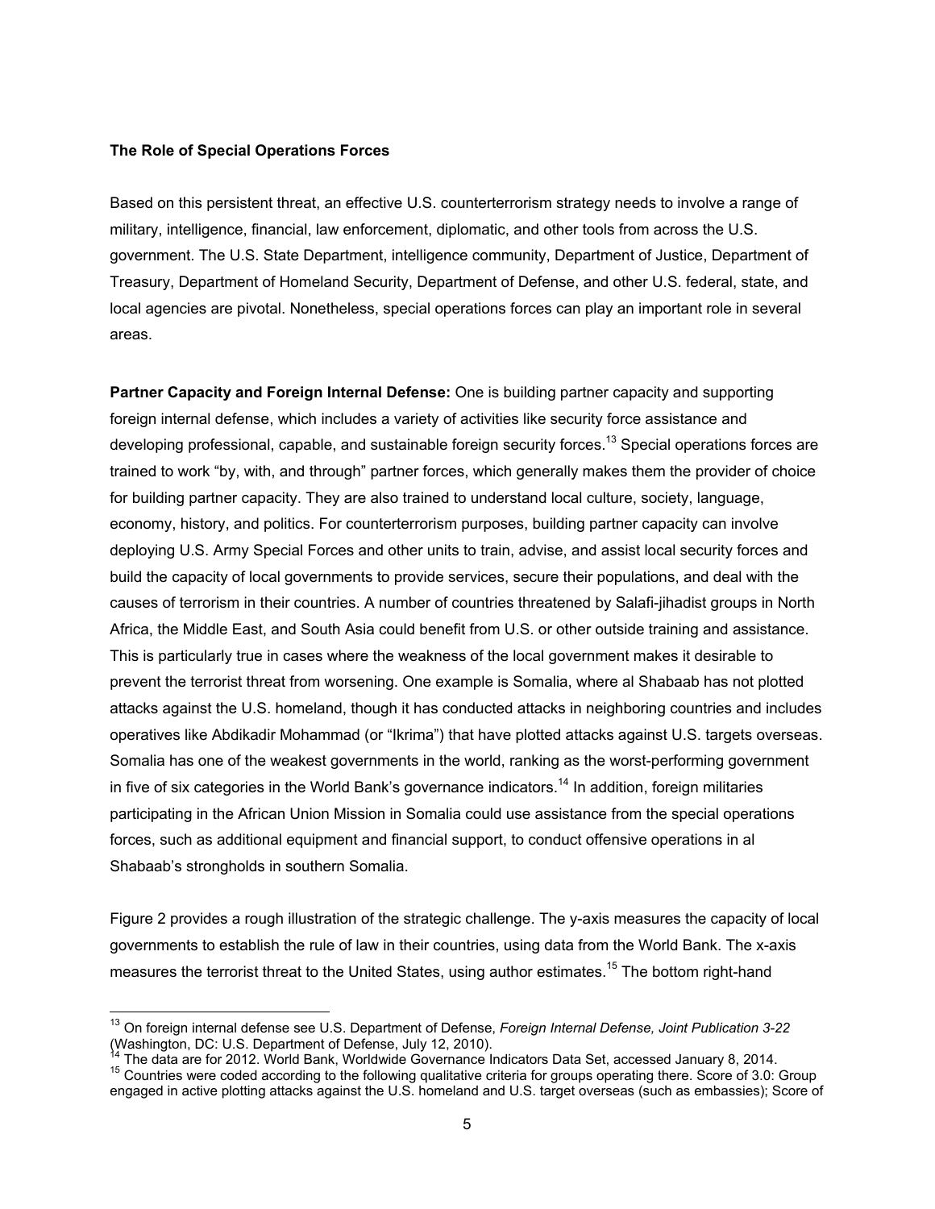**The Role of Special Operations Forces**

Based on this persistent threat, an effective U.S. counterterrorism strategy needs to involve a range of military, intelligence, financial, law enforcement, diplomatic, and other tools from across the U.S. government. The U.S. State Department, intelligence community, Department of Justice, Department of Treasury, Department of Homeland Security, Department of Defense, and other U.S. federal, state, and local agencies are pivotal. Nonetheless, special operations forces can play an important role in several areas.

**Partner Capacity and Foreign Internal Defense:** One is building partner capacity and supporting foreign internal defense, which includes a variety of activities like security force assistance and developing professional, capable, and sustainable foreign security forces.[13] Special operations forces are trained to work "by, with, and through" partner forces, which generally makes them the provider of choice for building partner capacity. They are also trained to understand local culture, society, language, economy, history, and politics. For counterterrorism purposes, building partner capacity can involve deploying U.S. Army Special Forces and other units to train, advise, and assist local security forces and build the capacity of local governments to provide services, secure their populations, and deal with the causes of terrorism in their countries. A number of countries threatened by Salafi-jihadist groups in North Africa, the Middle East, and South Asia could benefit from U.S. or other outside training and assistance. This is particularly true in cases where the weakness of the local government makes it desirable to prevent the terrorist threat from worsening. One example is Somalia, where al Shabaab has not plotted attacks against the U.S. homeland, though it has conducted attacks in neighboring countries and includes operatives like Abdikadir Mohammad (or "Ikrima") that have plotted attacks against U.S. targets overseas. Somalia has one of the weakest governments in the world, ranking as the worst-performing government in five of six categories in the World Bank's governance indicators.[14] In addition, foreign militaries participating in the African Union Mission in Somalia could use assistance from the special operations forces, such as additional equipment and financial support, to conduct offensive operations in al Shabaab's strongholds in southern Somalia.

Figure 2 provides a rough illustration of the strategic challenge. The y-axis measures the capacity of local governments to establish the rule of law in their countries, using data from the World Bank. The x-axis measures the terrorist threat to the United States, using author estimates.[15] The bottom right-hand

---

[13] On foreign internal defense see U.S. Department of Defense, *Foreign Internal Defense, Joint Publication 3-22* (Washington, DC: U.S. Department of Defense, July 12, 2010).

[14] The data are for 2012. World Bank, Worldwide Governance Indicators Data Set, accessed January 8, 2014.

[15] Countries were coded according to the following qualitative criteria for groups operating there. Score of 3.0: Group engaged in active plotting attacks against the U.S. homeland and U.S. target overseas (such as embassies); Score of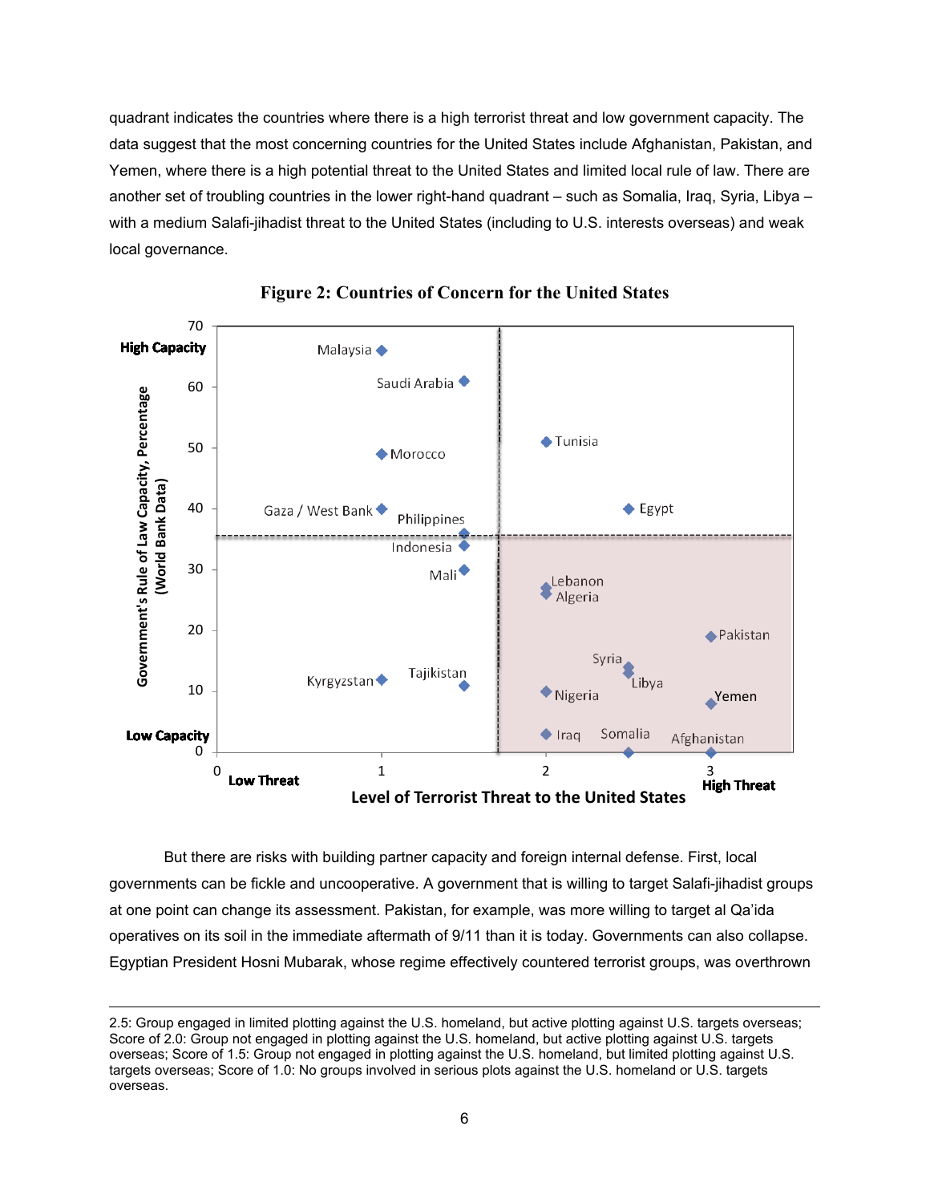quadrant indicates the countries where there is a high terrorist threat and low government capacity. The data suggest that the most concerning countries for the United States include Afghanistan, Pakistan, and Yemen, where there is a high potential threat to the United States and limited local rule of law. There are another set of troubling countries in the lower right-hand quadrant – such as Somalia, Iraq, Syria, Libya – with a medium Salafi-jihadist threat to the United States (including to U.S. interests overseas) and weak local governance.

**Figure 2: Countries of Concern for the United States**

Government's Rule of Law Capacity, Percentage (World Bank Data)

High Capacity

Low Capacity

70
60
50
40
30
20
10
0

Malaysia
Saudi Arabia
Morocco
Gaza / West Bank
Philippines
Indonesia
Mali
Kyrgyzstan
Tajikistan
Tunisia
Egypt
Lebanon
Algeria
Pakistan
Syria
Libya
Nigeria
Yemen
Iraq
Somalia
Afghanistan

0 Low Threat
1
2
3 High Threat

Level of Terrorist Threat to the United States

But there are risks with building partner capacity and foreign internal defense. First, local governments can be fickle and uncooperative. A government that is willing to target Salafi-jihadist groups at one point can change its assessment. Pakistan, for example, was more willing to target al Qa'ida operatives on its soil in the immediate aftermath of 9/11 than it is today. Governments can also collapse. Egyptian President Hosni Mubarak, whose regime effectively countered terrorist groups, was overthrown

---

2.5: Group engaged in limited plotting against the U.S. homeland, but active plotting against U.S. targets overseas; Score of 2.0: Group not engaged in plotting against the U.S. homeland, but active plotting against U.S. targets overseas; Score of 1.5: Group not engaged in plotting against the U.S. homeland, but limited plotting against U.S. targets overseas; Score of 1.0: No groups involved in serious plots against the U.S. homeland or U.S. targets overseas.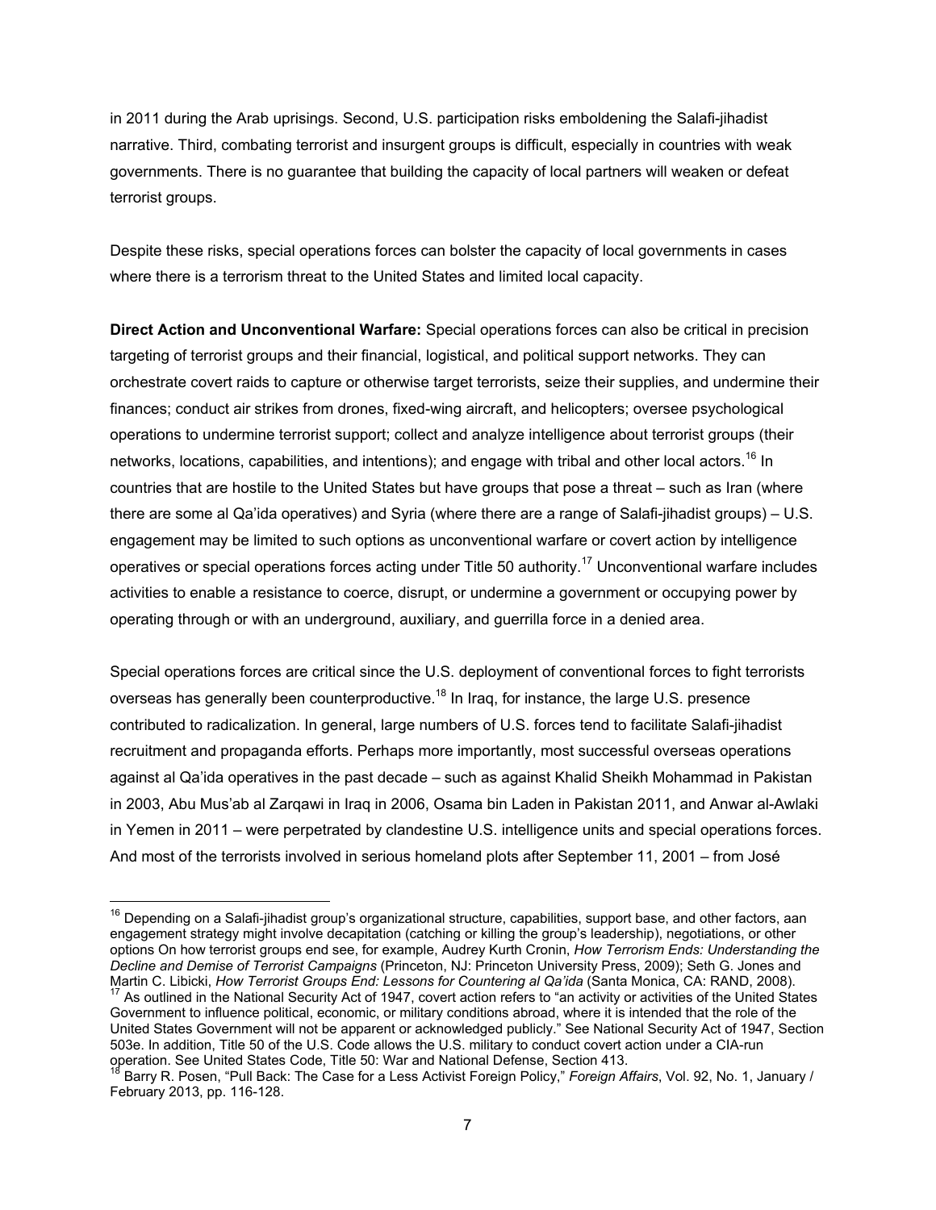in 2011 during the Arab uprisings. Second, U.S. participation risks emboldening the Salafi-jihadist narrative. Third, combating terrorist and insurgent groups is difficult, especially in countries with weak governments. There is no guarantee that building the capacity of local partners will weaken or defeat terrorist groups.

Despite these risks, special operations forces can bolster the capacity of local governments in cases where there is a terrorism threat to the United States and limited local capacity.

**Direct Action and Unconventional Warfare:** Special operations forces can also be critical in precision targeting of terrorist groups and their financial, logistical, and political support networks. They can orchestrate covert raids to capture or otherwise target terrorists, seize their supplies, and undermine their finances; conduct air strikes from drones, fixed-wing aircraft, and helicopters; oversee psychological operations to undermine terrorist support; collect and analyze intelligence about terrorist groups (their networks, locations, capabilities, and intentions); and engage with tribal and other local actors.[16] In countries that are hostile to the United States but have groups that pose a threat – such as Iran (where there are some al Qa'ida operatives) and Syria (where there are a range of Salafi-jihadist groups) – U.S. engagement may be limited to such options as unconventional warfare or covert action by intelligence operatives or special operations forces acting under Title 50 authority.[17] Unconventional warfare includes activities to enable a resistance to coerce, disrupt, or undermine a government or occupying power by operating through or with an underground, auxiliary, and guerrilla force in a denied area.

Special operations forces are critical since the U.S. deployment of conventional forces to fight terrorists overseas has generally been counterproductive.[18] In Iraq, for instance, the large U.S. presence contributed to radicalization. In general, large numbers of U.S. forces tend to facilitate Salafi-jihadist recruitment and propaganda efforts. Perhaps more importantly, most successful overseas operations against al Qa'ida operatives in the past decade – such as against Khalid Sheikh Mohammad in Pakistan in 2003, Abu Mus'ab al Zarqawi in Iraq in 2006, Osama bin Laden in Pakistan 2011, and Anwar al-Awlaki in Yemen in 2011 – were perpetrated by clandestine U.S. intelligence units and special operations forces. And most of the terrorists involved in serious homeland plots after September 11, 2001 – from José

---

[16] Depending on a Salafi-jihadist group's organizational structure, capabilities, support base, and other factors, aan engagement strategy might involve decapitation (catching or killing the group's leadership), negotiations, or other options On how terrorist groups end see, for example, Audrey Kurth Cronin, *How Terrorism Ends: Understanding the Decline and Demise of Terrorist Campaigns* (Princeton, NJ: Princeton University Press, 2009); Seth G. Jones and Martin C. Libicki, *How Terrorist Groups End: Lessons for Countering al Qa'ida* (Santa Monica, CA: RAND, 2008).

[17] As outlined in the National Security Act of 1947, covert action refers to "an activity or activities of the United States Government to influence political, economic, or military conditions abroad, where it is intended that the role of the United States Government will not be apparent or acknowledged publicly." See National Security Act of 1947, Section 503e. In addition, Title 50 of the U.S. Code allows the U.S. military to conduct covert action under a CIA-run operation. See United States Code, Title 50: War and National Defense, Section 413.

[18] Barry R. Posen, "Pull Back: The Case for a Less Activist Foreign Policy," *Foreign Affairs*, Vol. 92, No. 1, January / February 2013, pp. 116-128.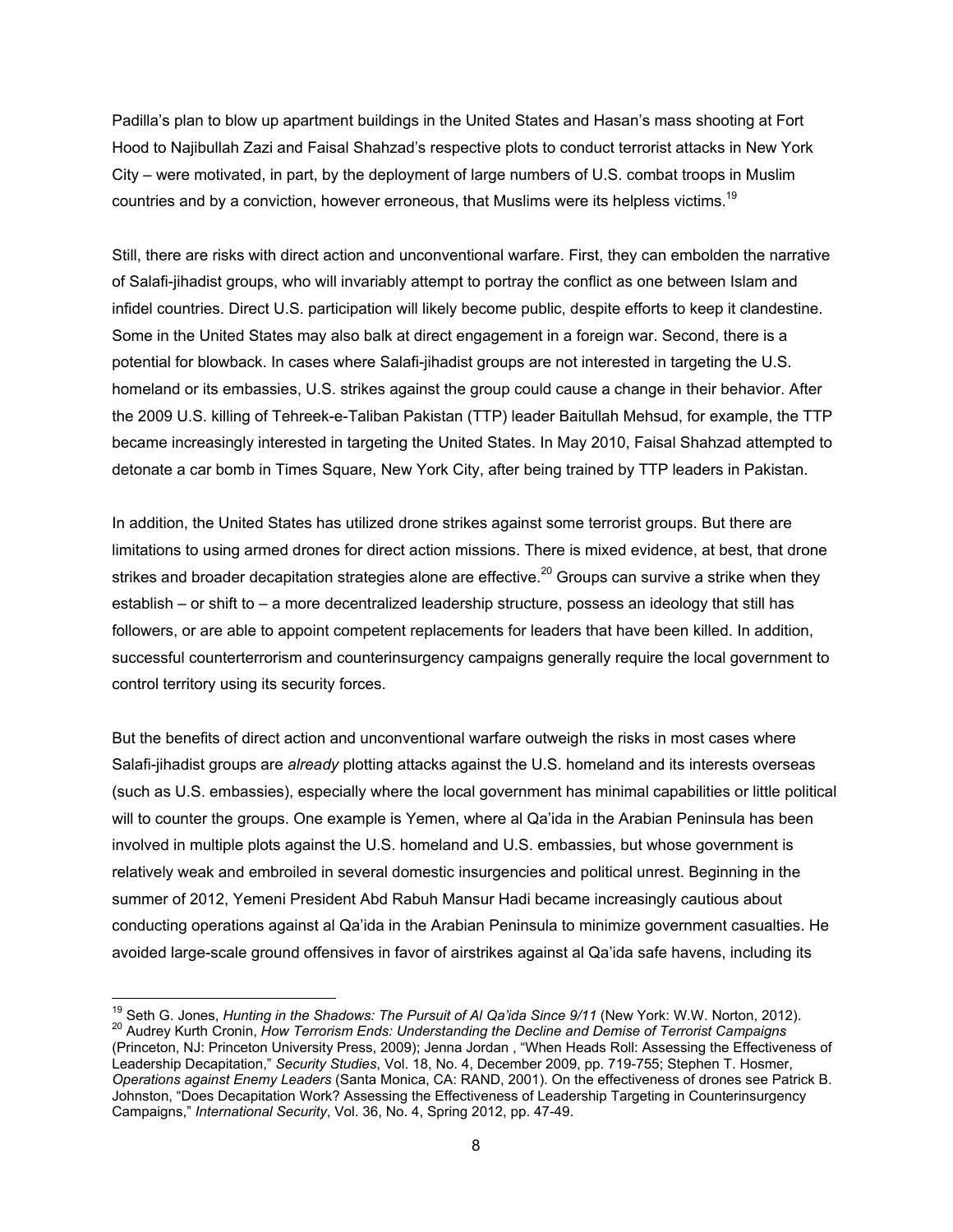Padilla's plan to blow up apartment buildings in the United States and Hasan's mass shooting at Fort Hood to Najibullah Zazi and Faisal Shahzad's respective plots to conduct terrorist attacks in New York City – were motivated, in part, by the deployment of large numbers of U.S. combat troops in Muslim countries and by a conviction, however erroneous, that Muslims were its helpless victims.[19]

Still, there are risks with direct action and unconventional warfare. First, they can embolden the narrative of Salafi-jihadist groups, who will invariably attempt to portray the conflict as one between Islam and infidel countries. Direct U.S. participation will likely become public, despite efforts to keep it clandestine. Some in the United States may also balk at direct engagement in a foreign war. Second, there is a potential for blowback. In cases where Salafi-jihadist groups are not interested in targeting the U.S. homeland or its embassies, U.S. strikes against the group could cause a change in their behavior. After the 2009 U.S. killing of Tehreek-e-Taliban Pakistan (TTP) leader Baitullah Mehsud, for example, the TTP became increasingly interested in targeting the United States. In May 2010, Faisal Shahzad attempted to detonate a car bomb in Times Square, New York City, after being trained by TTP leaders in Pakistan.

In addition, the United States has utilized drone strikes against some terrorist groups. But there are limitations to using armed drones for direct action missions. There is mixed evidence, at best, that drone strikes and broader decapitation strategies alone are effective.[20] Groups can survive a strike when they establish – or shift to – a more decentralized leadership structure, possess an ideology that still has followers, or are able to appoint competent replacements for leaders that have been killed. In addition, successful counterterrorism and counterinsurgency campaigns generally require the local government to control territory using its security forces.

But the benefits of direct action and unconventional warfare outweigh the risks in most cases where Salafi-jihadist groups are *already* plotting attacks against the U.S. homeland and its interests overseas (such as U.S. embassies), especially where the local government has minimal capabilities or little political will to counter the groups. One example is Yemen, where al Qa'ida in the Arabian Peninsula has been involved in multiple plots against the U.S. homeland and U.S. embassies, but whose government is relatively weak and embroiled in several domestic insurgencies and political unrest. Beginning in the summer of 2012, Yemeni President Abd Rabuh Mansur Hadi became increasingly cautious about conducting operations against al Qa'ida in the Arabian Peninsula to minimize government casualties. He avoided large-scale ground offensives in favor of airstrikes against al Qa'ida safe havens, including its

---

[19] Seth G. Jones, *Hunting in the Shadows: The Pursuit of Al Qa'ida Since 9/11* (New York: W.W. Norton, 2012).

[20] Audrey Kurth Cronin, *How Terrorism Ends: Understanding the Decline and Demise of Terrorist Campaigns* (Princeton, NJ: Princeton University Press, 2009); Jenna Jordan , "When Heads Roll: Assessing the Effectiveness of Leadership Decapitation," *Security Studies*, Vol. 18, No. 4, December 2009, pp. 719-755; Stephen T. Hosmer, *Operations against Enemy Leaders* (Santa Monica, CA: RAND, 2001). On the effectiveness of drones see Patrick B. Johnston, "Does Decapitation Work? Assessing the Effectiveness of Leadership Targeting in Counterinsurgency Campaigns," *International Security*, Vol. 36, No. 4, Spring 2012, pp. 47-49.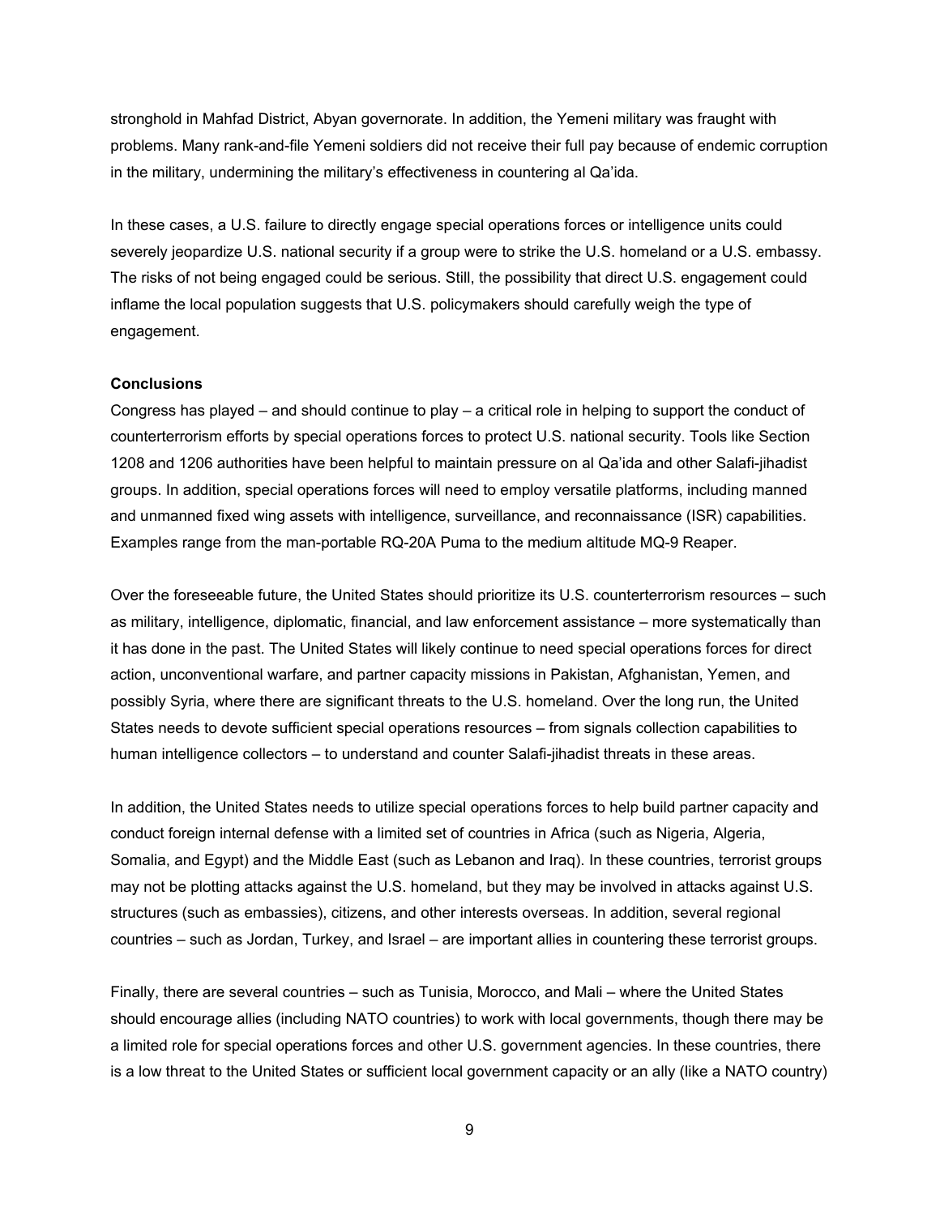stronghold in Mahfad District, Abyan governorate. In addition, the Yemeni military was fraught with problems. Many rank-and-file Yemeni soldiers did not receive their full pay because of endemic corruption in the military, undermining the military's effectiveness in countering al Qa'ida.

In these cases, a U.S. failure to directly engage special operations forces or intelligence units could severely jeopardize U.S. national security if a group were to strike the U.S. homeland or a U.S. embassy. The risks of not being engaged could be serious. Still, the possibility that direct U.S. engagement could inflame the local population suggests that U.S. policymakers should carefully weigh the type of engagement.

**Conclusions**

Congress has played – and should continue to play – a critical role in helping to support the conduct of counterterrorism efforts by special operations forces to protect U.S. national security. Tools like Section 1208 and 1206 authorities have been helpful to maintain pressure on al Qa'ida and other Salafi-jihadist groups. In addition, special operations forces will need to employ versatile platforms, including manned and unmanned fixed wing assets with intelligence, surveillance, and reconnaissance (ISR) capabilities. Examples range from the man-portable RQ-20A Puma to the medium altitude MQ-9 Reaper.

Over the foreseeable future, the United States should prioritize its U.S. counterterrorism resources – such as military, intelligence, diplomatic, financial, and law enforcement assistance – more systematically than it has done in the past. The United States will likely continue to need special operations forces for direct action, unconventional warfare, and partner capacity missions in Pakistan, Afghanistan, Yemen, and possibly Syria, where there are significant threats to the U.S. homeland. Over the long run, the United States needs to devote sufficient special operations resources – from signals collection capabilities to human intelligence collectors – to understand and counter Salafi-jihadist threats in these areas.

In addition, the United States needs to utilize special operations forces to help build partner capacity and conduct foreign internal defense with a limited set of countries in Africa (such as Nigeria, Algeria, Somalia, and Egypt) and the Middle East (such as Lebanon and Iraq). In these countries, terrorist groups may not be plotting attacks against the U.S. homeland, but they may be involved in attacks against U.S. structures (such as embassies), citizens, and other interests overseas. In addition, several regional countries – such as Jordan, Turkey, and Israel – are important allies in countering these terrorist groups.

Finally, there are several countries – such as Tunisia, Morocco, and Mali – where the United States should encourage allies (including NATO countries) to work with local governments, though there may be a limited role for special operations forces and other U.S. government agencies. In these countries, there is a low threat to the United States or sufficient local government capacity or an ally (like a NATO country)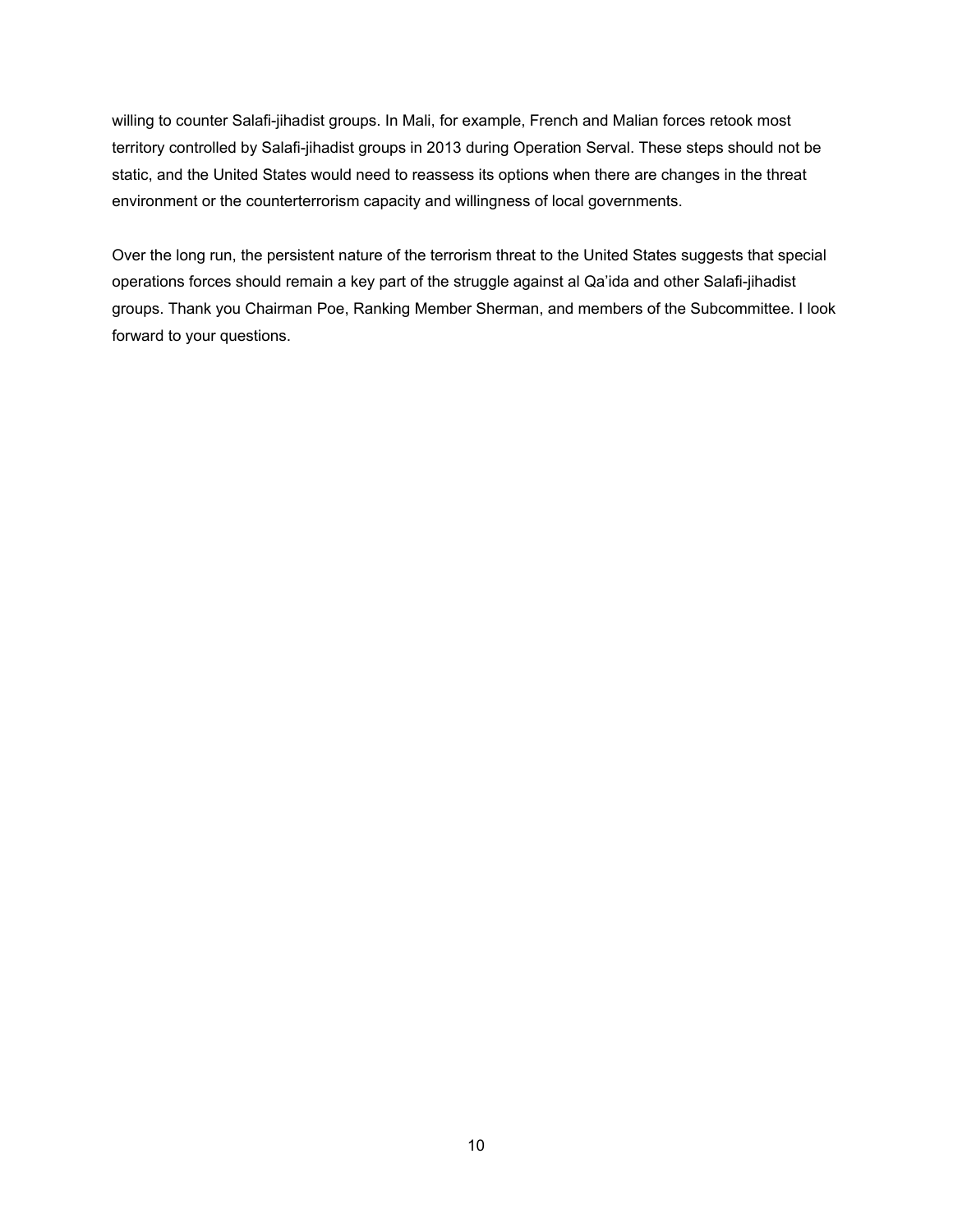willing to counter Salafi-jihadist groups. In Mali, for example, French and Malian forces retook most territory controlled by Salafi-jihadist groups in 2013 during Operation Serval. These steps should not be static, and the United States would need to reassess its options when there are changes in the threat environment or the counterterrorism capacity and willingness of local governments.

Over the long run, the persistent nature of the terrorism threat to the United States suggests that special operations forces should remain a key part of the struggle against al Qa'ida and other Salafi-jihadist groups. Thank you Chairman Poe, Ranking Member Sherman, and members of the Subcommittee. I look forward to your questions.